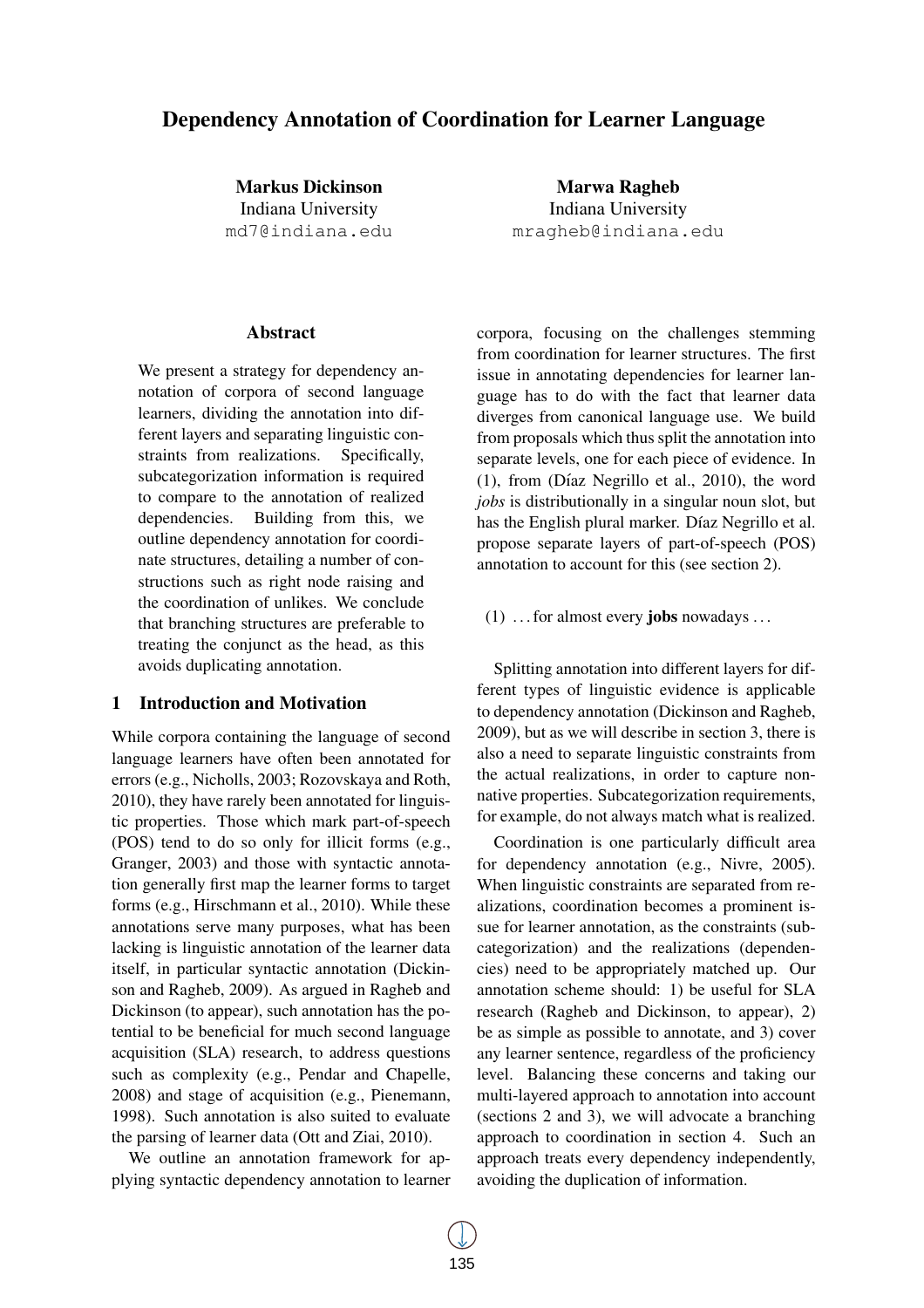# Dependency Annotation of Coordination for Learner Language

**Markus Dickinson**
Indiana University
md7@indiana.edu

**Marwa Ragheb**
Indiana University
mragheb@indiana.edu

## Abstract

We present a strategy for dependency annotation of corpora of second language learners, dividing the annotation into different layers and separating linguistic constraints from realizations. Specifically, subcategorization information is required to compare to the annotation of realized dependencies. Building from this, we outline dependency annotation for coordinate structures, detailing a number of constructions such as right node raising and the coordination of unlikes. We conclude that branching structures are preferable to treating the conjunct as the head, as this avoids duplicating annotation.

## 1 Introduction and Motivation

While corpora containing the language of second language learners have often been annotated for errors (e.g., Nicholls, 2003; Rozovskaya and Roth, 2010), they have rarely been annotated for linguistic properties. Those which mark part-of-speech (POS) tend to do so only for illicit forms (e.g., Granger, 2003) and those with syntactic annotation generally first map the learner forms to target forms (e.g., Hirschmann et al., 2010). While these annotations serve many purposes, what has been lacking is linguistic annotation of the learner data itself, in particular syntactic annotation (Dickinson and Ragheb, 2009). As argued in Ragheb and Dickinson (to appear), such annotation has the potential to be beneficial for much second language acquisition (SLA) research, to address questions such as complexity (e.g., Pendar and Chapelle, 2008) and stage of acquisition (e.g., Pienemann, 1998). Such annotation is also suited to evaluate the parsing of learner data (Ott and Ziai, 2010).

We outline an annotation framework for applying syntactic dependency annotation to learner corpora, focusing on the challenges stemming from coordination for learner structures. The first issue in annotating dependencies for learner language has to do with the fact that learner data diverges from canonical language use. We build from proposals which thus split the annotation into separate levels, one for each piece of evidence. In (1), from (Díaz Negrillo et al., 2010), the word *jobs* is distributionally in a singular noun slot, but has the English plural marker. Díaz Negrillo et al. propose separate layers of part-of-speech (POS) annotation to account for this (see section 2).

(1) . . . for almost every **jobs** nowadays . . .

Splitting annotation into different layers for different types of linguistic evidence is applicable to dependency annotation (Dickinson and Ragheb, 2009), but as we will describe in section 3, there is also a need to separate linguistic constraints from the actual realizations, in order to capture non-native properties. Subcategorization requirements, for example, do not always match what is realized.

Coordination is one particularly difficult area for dependency annotation (e.g., Nivre, 2005). When linguistic constraints are separated from realizations, coordination becomes a prominent issue for learner annotation, as the constraints (subcategorization) and the realizations (dependencies) need to be appropriately matched up. Our annotation scheme should: 1) be useful for SLA research (Ragheb and Dickinson, to appear), 2) be as simple as possible to annotate, and 3) cover any learner sentence, regardless of the proficiency level. Balancing these concerns and taking our multi-layered approach to annotation into account (sections 2 and 3), we will advocate a branching approach to coordination in section 4. Such an approach treats every dependency independently, avoiding the duplication of information.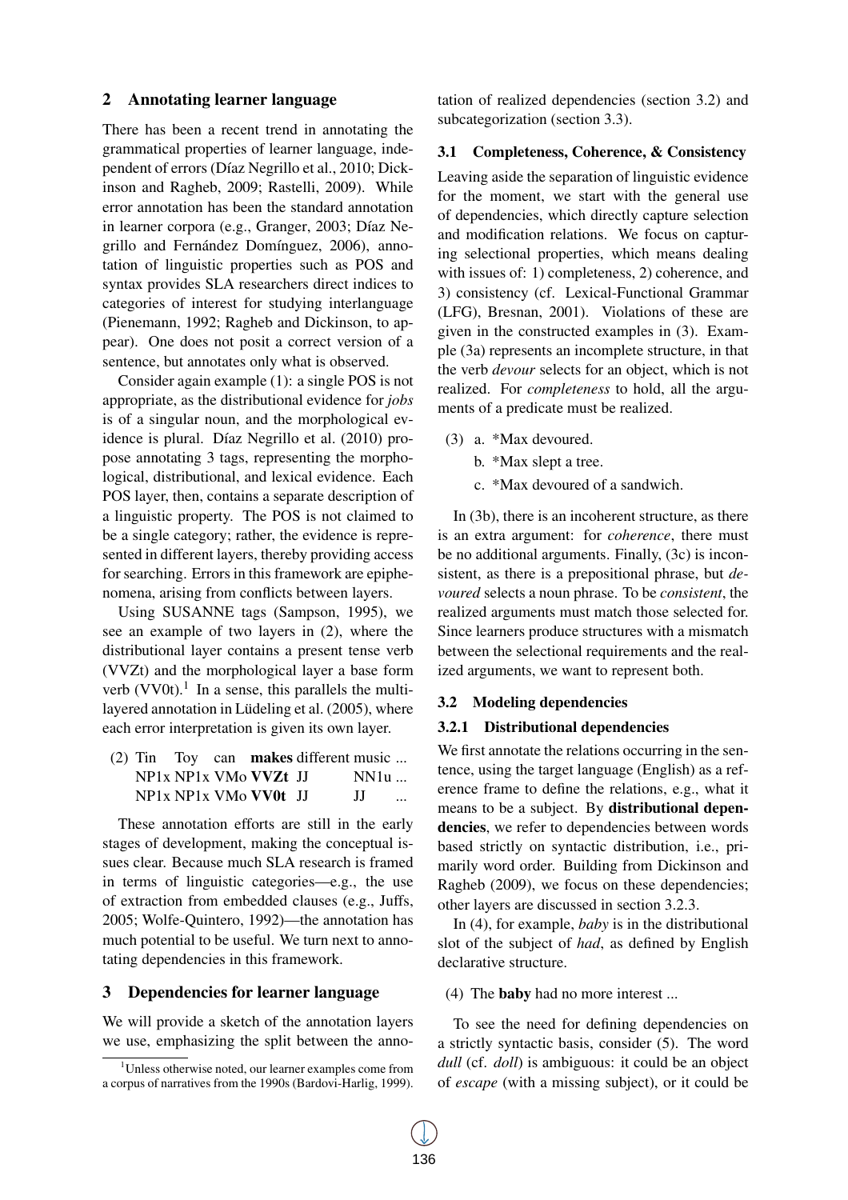## 2 Annotating learner language

There has been a recent trend in annotating the grammatical properties of learner language, independent of errors (Díaz Negrillo et al., 2010; Dickinson and Ragheb, 2009; Rastelli, 2009). While error annotation has been the standard annotation in learner corpora (e.g., Granger, 2003; Díaz Negrillo and Fernández Domínguez, 2006), annotation of linguistic properties such as POS and syntax provides SLA researchers direct indices to categories of interest for studying interlanguage (Pienemann, 1992; Ragheb and Dickinson, to appear). One does not posit a correct version of a sentence, but annotates only what is observed.

Consider again example (1): a single POS is not appropriate, as the distributional evidence for *jobs* is of a singular noun, and the morphological evidence is plural. Díaz Negrillo et al. (2010) propose annotating 3 tags, representing the morphological, distributional, and lexical evidence. Each POS layer, then, contains a separate description of a linguistic property. The POS is not claimed to be a single category; rather, the evidence is represented in different layers, thereby providing access for searching. Errors in this framework are epiphenomena, arising from conflicts between layers.

Using SUSANNE tags (Sampson, 1995), we see an example of two layers in (2), where the distributional layer contains a present tense verb (VVZt) and the morphological layer a base form verb (VV0t).[1] In a sense, this parallels the multi-layered annotation in Lüdeling et al. (2005), where each error interpretation is given its own layer.

(2)
| Tin | Toy | can | **makes** | different | music | ... |
|---|---|---|---|---|---|---|
| NP1x | NP1x | VMo | **VVZt** | JJ | NN1u | ... |
| NP1x | NP1x | VMo | **VV0t** | JJ | JJ | ... |

These annotation efforts are still in the early stages of development, making the conceptual issues clear. Because much SLA research is framed in terms of linguistic categories—e.g., the use of extraction from embedded clauses (e.g., Juffs, 2005; Wolfe-Quintero, 1992)—the annotation has much potential to be useful. We turn next to annotating dependencies in this framework.

## 3 Dependencies for learner language

We will provide a sketch of the annotation layers we use, emphasizing the split between the annotation of realized dependencies (section 3.2) and subcategorization (section 3.3).

### 3.1 Completeness, Coherence, & Consistency

Leaving aside the separation of linguistic evidence for the moment, we start with the general use of dependencies, which directly capture selection and modification relations. We focus on capturing selectional properties, which means dealing with issues of: 1) completeness, 2) coherence, and 3) consistency (cf. Lexical-Functional Grammar (LFG), Bresnan, 2001). Violations of these are given in the constructed examples in (3). Example (3a) represents an incomplete structure, in that the verb *devour* selects for an object, which is not realized. For *completeness* to hold, all the arguments of a predicate must be realized.

(3) a. *Max devoured.
  b. *Max slept a tree.
  c. *Max devoured of a sandwich.

In (3b), there is an incoherent structure, as there is an extra argument: for *coherence*, there must be no additional arguments. Finally, (3c) is inconsistent, as there is a prepositional phrase, but *devoured* selects a noun phrase. To be *consistent*, the realized arguments must match those selected for. Since learners produce structures with a mismatch between the selectional requirements and the realized arguments, we want to represent both.

### 3.2 Modeling dependencies

#### 3.2.1 Distributional dependencies

We first annotate the relations occurring in the sentence, using the target language (English) as a reference frame to define the relations, e.g., what it means to be a subject. By **distributional dependencies**, we refer to dependencies between words based strictly on syntactic distribution, i.e., primarily word order. Building from Dickinson and Ragheb (2009), we focus on these dependencies; other layers are discussed in section 3.2.3.

In (4), for example, *baby* is in the distributional slot of the subject of *had*, as defined by English declarative structure.

(4) The **baby** had no more interest ...

To see the need for defining dependencies on a strictly syntactic basis, consider (5). The word *dull* (cf. *doll*) is ambiguous: it could be an object of *escape* (with a missing subject), or it could be

[1] Unless otherwise noted, our learner examples come from a corpus of narratives from the 1990s (Bardovi-Harlig, 1999).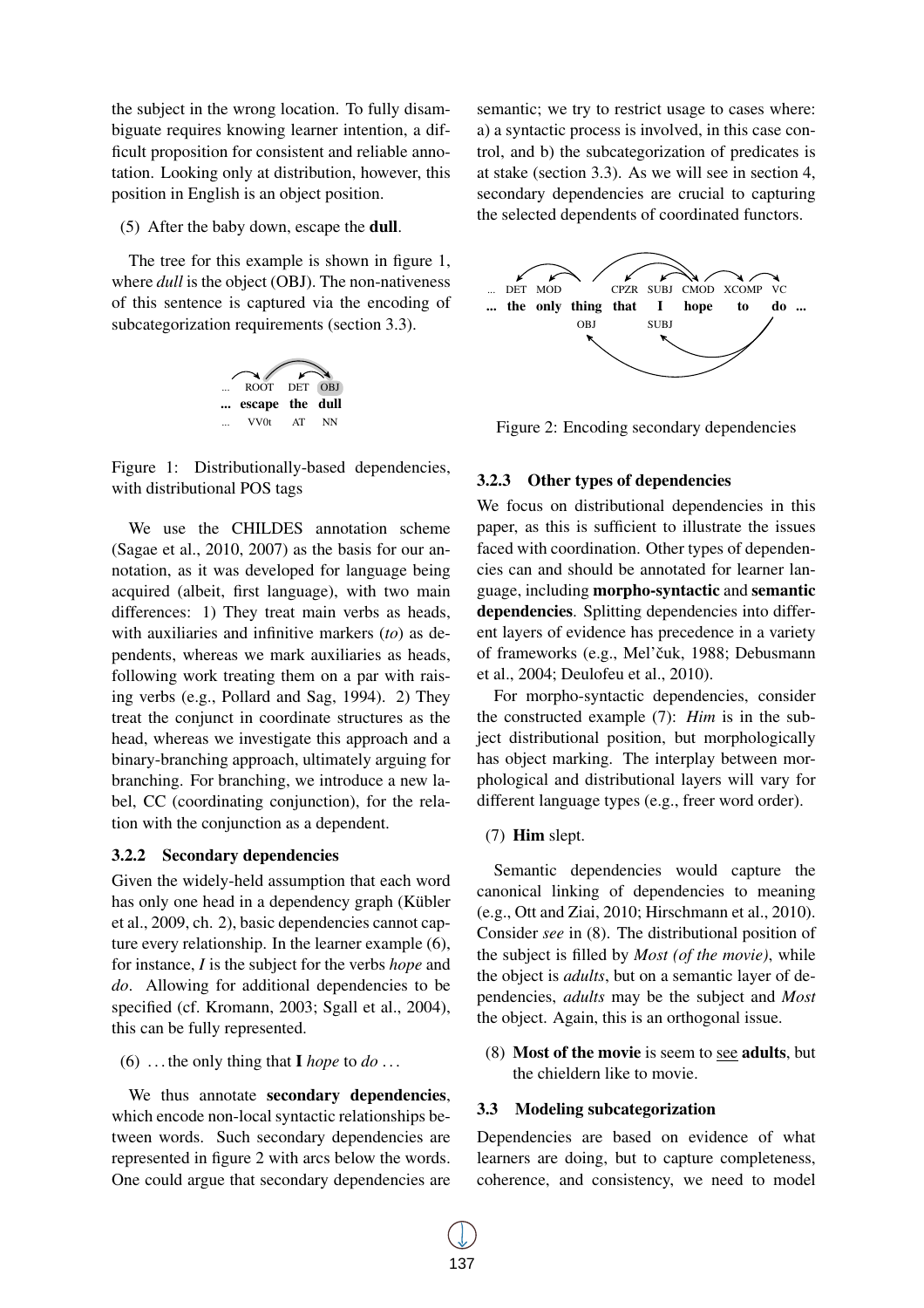the subject in the wrong location. To fully disambiguate requires knowing learner intention, a difficult proposition for consistent and reliable annotation. Looking only at distribution, however, this position in English is an object position.

(5) After the baby down, escape the **dull**.

The tree for this example is shown in figure 1, where *dull* is the object (OBJ). The non-nativeness of this sentence is captured via the encoding of subcategorization requirements (section 3.3).

Figure 1: Distributionally-based dependencies, with distributional POS tags

We use the CHILDES annotation scheme (Sagae et al., 2010, 2007) as the basis for our annotation, as it was developed for language being acquired (albeit, first language), with two main differences: 1) They treat main verbs as heads, with auxiliaries and infinitive markers (*to*) as dependents, whereas we mark auxiliaries as heads, following work treating them on a par with raising verbs (e.g., Pollard and Sag, 1994). 2) They treat the conjunct in coordinate structures as the head, whereas we investigate this approach and a binary-branching approach, ultimately arguing for branching. For branching, we introduce a new label, CC (coordinating conjunction), for the relation with the conjunction as a dependent.

#### 3.2.2 Secondary dependencies

Given the widely-held assumption that each word has only one head in a dependency graph (Kübler et al., 2009, ch. 2), basic dependencies cannot capture every relationship. In the learner example (6), for instance, *I* is the subject for the verbs *hope* and *do*. Allowing for additional dependencies to be specified (cf. Kromann, 2003; Sgall et al., 2004), this can be fully represented.

(6) ... the only thing that **I** *hope* to *do* ...

We thus annotate **secondary dependencies**, which encode non-local syntactic relationships between words. Such secondary dependencies are represented in figure 2 with arcs below the words. One could argue that secondary dependencies are semantic; we try to restrict usage to cases where: a) a syntactic process is involved, in this case control, and b) the subcategorization of predicates is at stake (section 3.3). As we will see in section 4, secondary dependencies are crucial to capturing the selected dependents of coordinated functors.

Figure 2: Encoding secondary dependencies

#### 3.2.3 Other types of dependencies

We focus on distributional dependencies in this paper, as this is sufficient to illustrate the issues faced with coordination. Other types of dependencies can and should be annotated for learner language, including **morpho-syntactic** and **semantic dependencies**. Splitting dependencies into different layers of evidence has precedence in a variety of frameworks (e.g., Mel'čuk, 1988; Debusmann et al., 2004; Deulofeu et al., 2010).

For morpho-syntactic dependencies, consider the constructed example (7): *Him* is in the subject distributional position, but morphologically has object marking. The interplay between morphological and distributional layers will vary for different language types (e.g., freer word order).

(7) **Him** slept.

Semantic dependencies would capture the canonical linking of dependencies to meaning (e.g., Ott and Ziai, 2010; Hirschmann et al., 2010). Consider *see* in (8). The distributional position of the subject is filled by *Most (of the movie)*, while the object is *adults*, but on a semantic layer of dependencies, *adults* may be the subject and *Most* the object. Again, this is an orthogonal issue.

(8) **Most of the movie** is seem to see **adults**, but the chieldern like to movie.

### 3.3 Modeling subcategorization

Dependencies are based on evidence of what learners are doing, but to capture completeness, coherence, and consistency, we need to model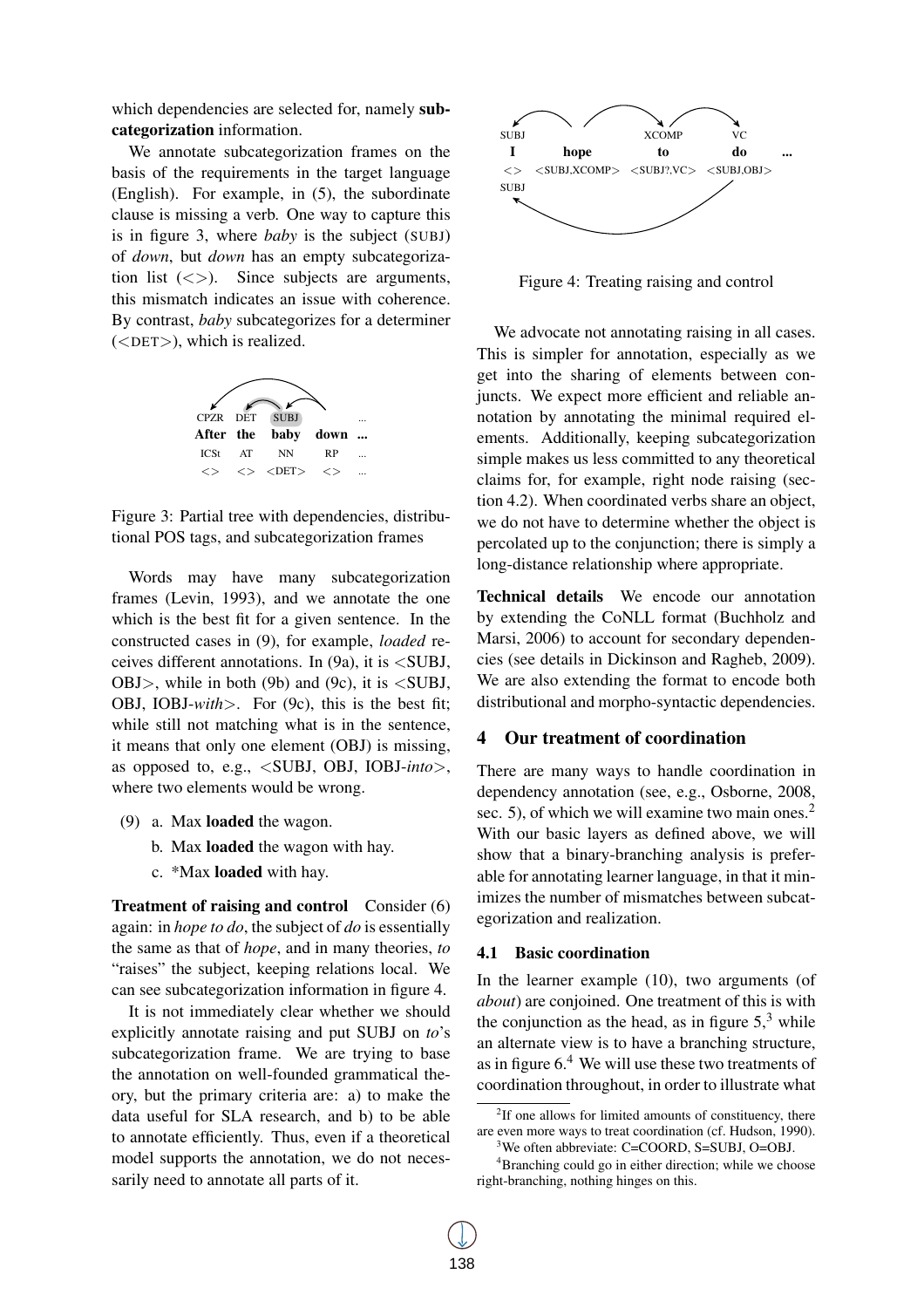which dependencies are selected for, namely **subcategorization** information.

We annotate subcategorization frames on the basis of the requirements in the target language (English). For example, in (5), the subordinate clause is missing a verb. One way to capture this is in figure 3, where *baby* is the subject (SUBJ) of *down*, but *down* has an empty subcategorization list (<>). Since subjects are arguments, this mismatch indicates an issue with coherence. By contrast, *baby* subcategorizes for a determiner (<DET>), which is realized.

| CPZR | DET | SUBJ | | ... |
|---|---|---|---|---|
| **After** | **the** | **baby** | **down** | **...** |
| ICSt | AT | NN | RP | ... |
| <> | <> | <DET> | <> | ... |

Figure 3: Partial tree with dependencies, distributional POS tags, and subcategorization frames

Words may have many subcategorization frames (Levin, 1993), and we annotate the one which is the best fit for a given sentence. In the constructed cases in (9), for example, *loaded* receives different annotations. In (9a), it is <SUBJ, OBJ>, while in both (9b) and (9c), it is <SUBJ, OBJ, IOBJ-*with*>. For (9c), this is the best fit; while still not matching what is in the sentence, it means that only one element (OBJ) is missing, as opposed to, e.g., <SUBJ, OBJ, IOBJ-*into*>, where two elements would be wrong.

(9) a. Max **loaded** the wagon.
    b. Max **loaded** the wagon with hay.
    c. *Max **loaded** with hay.

**Treatment of raising and control** Consider (6) again: in *hope to do*, the subject of *do* is essentially the same as that of *hope*, and in many theories, *to* "raises" the subject, keeping relations local. We can see subcategorization information in figure 4.

It is not immediately clear whether we should explicitly annotate raising and put SUBJ on *to*'s subcategorization frame. We are trying to base the annotation on well-founded grammatical theory, but the primary criteria are: a) to make the data useful for SLA research, and b) to be able to annotate efficiently. Thus, even if a theoretical model supports the annotation, we do not necessarily need to annotate all parts of it.

| SUBJ | | XCOMP | VC | |
|---|---|---|---|---|
| **I** | **hope** | **to** | **do** | **...** |
| <> | <SUBJ,XCOMP> | <SUBJ?,VC> | <SUBJ,OBJ> | |
| SUBJ | | | | |

Figure 4: Treating raising and control

We advocate not annotating raising in all cases. This is simpler for annotation, especially as we get into the sharing of elements between conjuncts. We expect more efficient and reliable annotation by annotating the minimal required elements. Additionally, keeping subcategorization simple makes us less committed to any theoretical claims for, for example, right node raising (section 4.2). When coordinated verbs share an object, we do not have to determine whether the object is percolated up to the conjunction; there is simply a long-distance relationship where appropriate.

**Technical details** We encode our annotation by extending the CoNLL format (Buchholz and Marsi, 2006) to account for secondary dependencies (see details in Dickinson and Ragheb, 2009). We are also extending the format to encode both distributional and morpho-syntactic dependencies.

## 4 Our treatment of coordination

There are many ways to handle coordination in dependency annotation (see, e.g., Osborne, 2008, sec. 5), of which we will examine two main ones.[2] With our basic layers as defined above, we will show that a binary-branching analysis is preferable for annotating learner language, in that it minimizes the number of mismatches between subcategorization and realization.

### 4.1 Basic coordination

In the learner example (10), two arguments (of *about*) are conjoined. One treatment of this is with the conjunction as the head, as in figure 5,[3] while an alternate view is to have a branching structure, as in figure 6.[4] We will use these two treatments of coordination throughout, in order to illustrate what

[2]If one allows for limited amounts of constituency, there are even more ways to treat coordination (cf. Hudson, 1990).

[3]We often abbreviate: C=COORD, S=SUBJ, O=OBJ.

[4]Branching could go in either direction; while we choose right-branching, nothing hinges on this.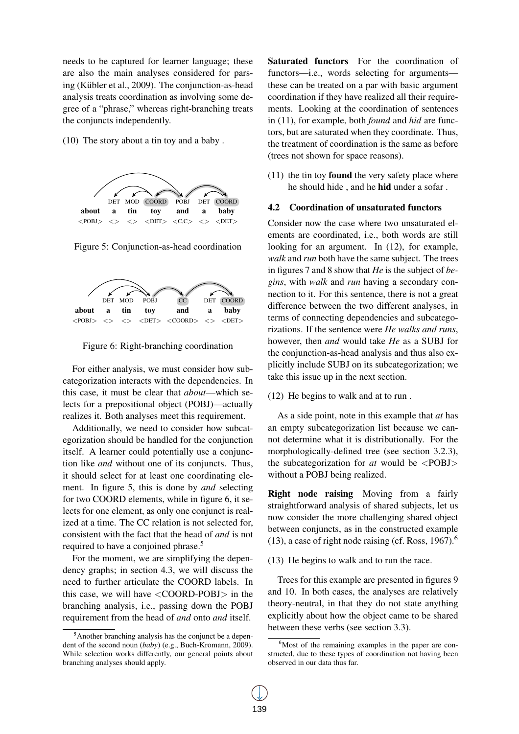needs to be captured for learner language; these are also the main analyses considered for parsing (Kübler et al., 2009). The conjunction-as-head analysis treats coordination as involving some degree of a "phrase," whereas right-branching treats the conjuncts independently.

(10) The story about a tin toy and a baby .

| | DET | MOD | COORD | POBJ | DET | COORD |
|---|---|---|---|---|---|---|
| **about** | **a** | **tin** | **toy** | **and** | **a** | **baby** |
| <POBJ> | <> | <> | <DET> | <C,C> | <> | <DET> |

Figure 5: Conjunction-as-head coordination

| | DET | MOD | POBJ | CC | DET | COORD |
|---|---|---|---|---|---|---|
| **about** | **a** | **tin** | **toy** | **and** | **a** | **baby** |
| <POBJ> | <> | <> | <DET> | <COORD> | <> | <DET> |

Figure 6: Right-branching coordination

For either analysis, we must consider how subcategorization interacts with the dependencies. In this case, it must be clear that *about*—which selects for a prepositional object (POBJ)—actually realizes it. Both analyses meet this requirement.

Additionally, we need to consider how subcategorization should be handled for the conjunction itself. A learner could potentially use a conjunction like *and* without one of its conjuncts. Thus, it should select for at least one coordinating element. In figure 5, this is done by *and* selecting for two COORD elements, while in figure 6, it selects for one element, as only one conjunct is realized at a time. The CC relation is not selected for, consistent with the fact that the head of *and* is not required to have a conjoined phrase.[5]

For the moment, we are simplifying the dependency graphs; in section 4.3, we will discuss the need to further articulate the COORD labels. In this case, we will have <COORD-POBJ> in the branching analysis, i.e., passing down the POBJ requirement from the head of *and* onto *and* itself.

[5]Another branching analysis has the conjunct be a dependent of the second noun (*baby*) (e.g., Buch-Kromann, 2009). While selection works differently, our general points about branching analyses should apply.

**Saturated functors** For the coordination of functors—i.e., words selecting for arguments—these can be treated on a par with basic argument coordination if they have realized all their requirements. Looking at the coordination of sentences in (11), for example, both *found* and *hid* are functors, but are saturated when they coordinate. Thus, the treatment of coordination is the same as before (trees not shown for space reasons).

(11) the tin toy **found** the very safety place where he should hide , and he **hid** under a sofar .

### 4.2 Coordination of unsaturated functors

Consider now the case where two unsaturated elements are coordinated, i.e., both words are still looking for an argument. In (12), for example, *walk* and *run* both have the same subject. The trees in figures 7 and 8 show that *He* is the subject of *begins*, with *walk* and *run* having a secondary connection to it. For this sentence, there is not a great difference between the two different analyses, in terms of connecting dependencies and subcategorizations. If the sentence were *He walks and runs*, however, then *and* would take *He* as a SUBJ for the conjunction-as-head analysis and thus also explicitly include SUBJ on its subcategorization; we take this issue up in the next section.

(12) He begins to walk and at to run .

As a side point, note in this example that *at* has an empty subcategorization list because we cannot determine what it is distributionally. For the morphologically-defined tree (see section 3.2.3), the subcategorization for *at* would be <POBJ> without a POBJ being realized.

**Right node raising** Moving from a fairly straightforward analysis of shared subjects, let us now consider the more challenging shared object between conjuncts, as in the constructed example (13), a case of right node raising (cf. Ross, 1967).[6]

(13) He begins to walk and to run the race.

Trees for this example are presented in figures 9 and 10. In both cases, the analyses are relatively theory-neutral, in that they do not state anything explicitly about how the object came to be shared between these verbs (see section 3.3).

[6]Most of the remaining examples in the paper are constructed, due to these types of coordination not having been observed in our data thus far.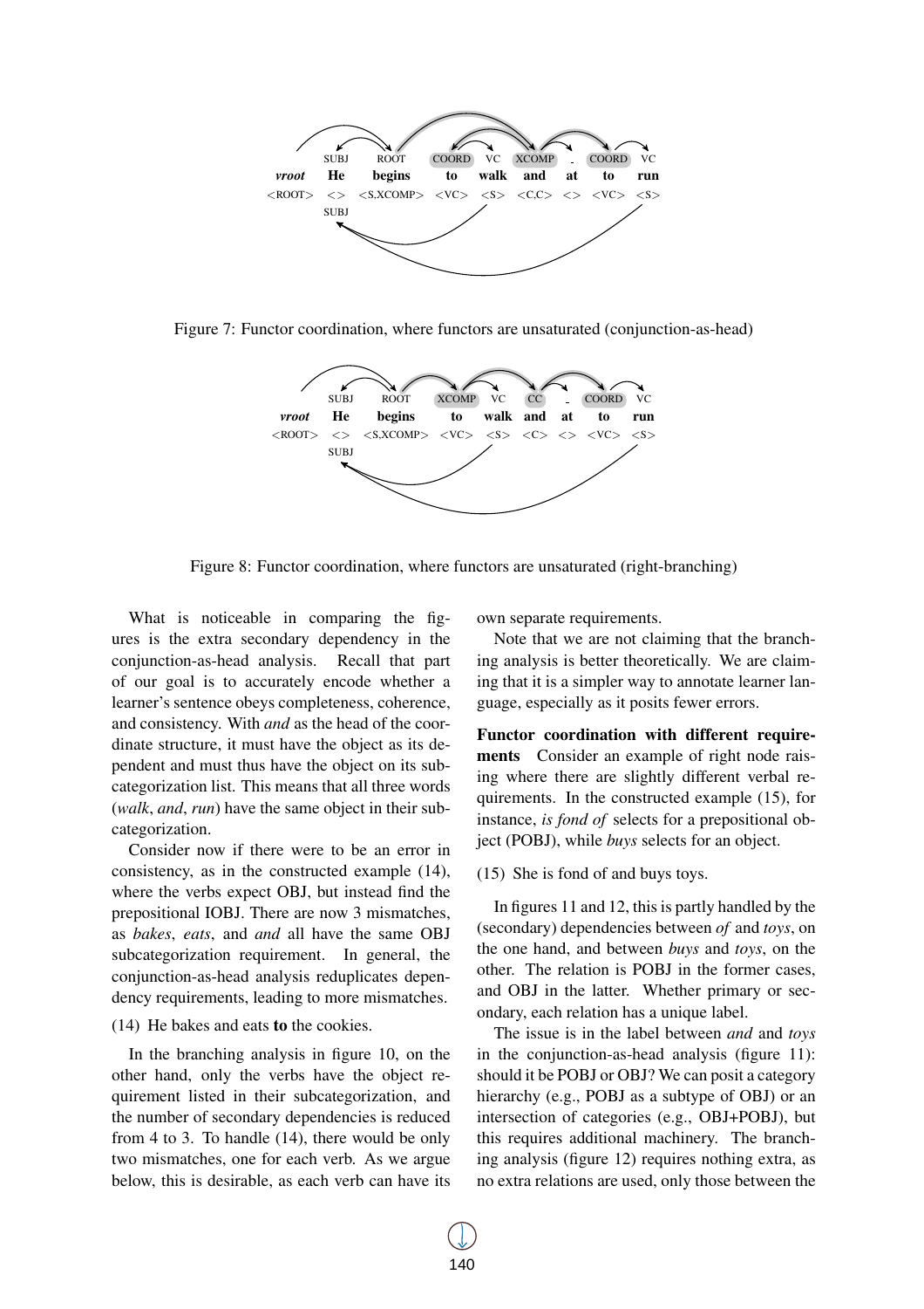Figure 7: Functor coordination, where functors are unsaturated (conjunction-as-head)

Figure 8: Functor coordination, where functors are unsaturated (right-branching)

What is noticeable in comparing the figures is the extra secondary dependency in the conjunction-as-head analysis. Recall that part of our goal is to accurately encode whether a learner's sentence obeys completeness, coherence, and consistency. With *and* as the head of the coordinate structure, it must have the object as its dependent and must thus have the object on its subcategorization list. This means that all three words (*walk*, *and*, *run*) have the same object in their subcategorization.

Consider now if there were to be an error in consistency, as in the constructed example (14), where the verbs expect OBJ, but instead find the prepositional IOBJ. There are now 3 mismatches, as *bakes*, *eats*, and *and* all have the same OBJ subcategorization requirement. In general, the conjunction-as-head analysis reduplicates dependency requirements, leading to more mismatches.

(14) He bakes and eats **to** the cookies.

In the branching analysis in figure 10, on the other hand, only the verbs have the object requirement listed in their subcategorization, and the number of secondary dependencies is reduced from 4 to 3. To handle (14), there would be only two mismatches, one for each verb. As we argue below, this is desirable, as each verb can have its own separate requirements.

Note that we are not claiming that the branching analysis is better theoretically. We are claiming that it is a simpler way to annotate learner language, especially as it posits fewer errors.

**Functor coordination with different requirements** Consider an example of right node raising where there are slightly different verbal requirements. In the constructed example (15), for instance, *is fond of* selects for a prepositional object (POBJ), while *buys* selects for an object.

(15) She is fond of and buys toys.

In figures 11 and 12, this is partly handled by the (secondary) dependencies between *of* and *toys*, on the one hand, and between *buys* and *toys*, on the other. The relation is POBJ in the former cases, and OBJ in the latter. Whether primary or secondary, each relation has a unique label.

The issue is in the label between *and* and *toys* in the conjunction-as-head analysis (figure 11): should it be POBJ or OBJ? We can posit a category hierarchy (e.g., POBJ as a subtype of OBJ) or an intersection of categories (e.g., OBJ+POBJ), but this requires additional machinery. The branching analysis (figure 12) requires nothing extra, as no extra relations are used, only those between the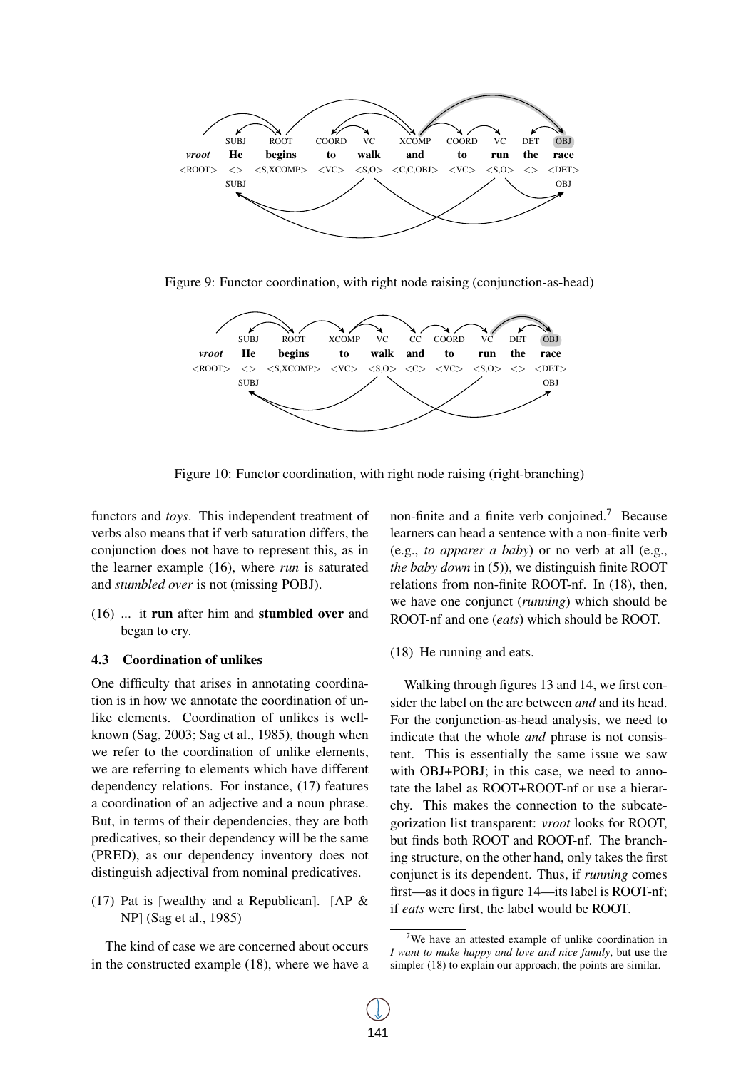Figure 9: Functor coordination, with right node raising (conjunction-as-head)

Figure 10: Functor coordination, with right node raising (right-branching)

functors and *toys*. This independent treatment of verbs also means that if verb saturation differs, the conjunction does not have to represent this, as in the learner example (16), where *run* is saturated and *stumbled over* is not (missing POBJ).

(16) ... it **run** after him and **stumbled over** and began to cry.

### 4.3 Coordination of unlikes

One difficulty that arises in annotating coordination is in how we annotate the coordination of unlike elements. Coordination of unlikes is well-known (Sag, 2003; Sag et al., 1985), though when we refer to the coordination of unlike elements, we are referring to elements which have different dependency relations. For instance, (17) features a coordination of an adjective and a noun phrase. But, in terms of their dependencies, they are both predicatives, so their dependency will be the same (PRED), as our dependency inventory does not distinguish adjectival from nominal predicatives.

(17) Pat is [wealthy and a Republican]. [AP & NP] (Sag et al., 1985)

The kind of case we are concerned about occurs in the constructed example (18), where we have a non-finite and a finite verb conjoined.[7] Because learners can head a sentence with a non-finite verb (e.g., *to apparer a baby*) or no verb at all (e.g., *the baby down* in (5)), we distinguish finite ROOT relations from non-finite ROOT-nf. In (18), then, we have one conjunct (*running*) which should be ROOT-nf and one (*eats*) which should be ROOT.

(18) He running and eats.

Walking through figures 13 and 14, we first consider the label on the arc between *and* and its head. For the conjunction-as-head analysis, we need to indicate that the whole *and* phrase is not consistent. This is essentially the same issue we saw with OBJ+POBJ; in this case, we need to annotate the label as ROOT+ROOT-nf or use a hierarchy. This makes the connection to the subcategorization list transparent: *vroot* looks for ROOT, but finds both ROOT and ROOT-nf. The branching structure, on the other hand, only takes the first conjunct is its dependent. Thus, if *running* comes first—as it does in figure 14—its label is ROOT-nf; if *eats* were first, the label would be ROOT.

[7] We have an attested example of unlike coordination in *I want to make happy and love and nice family*, but use the simpler (18) to explain our approach; the points are similar.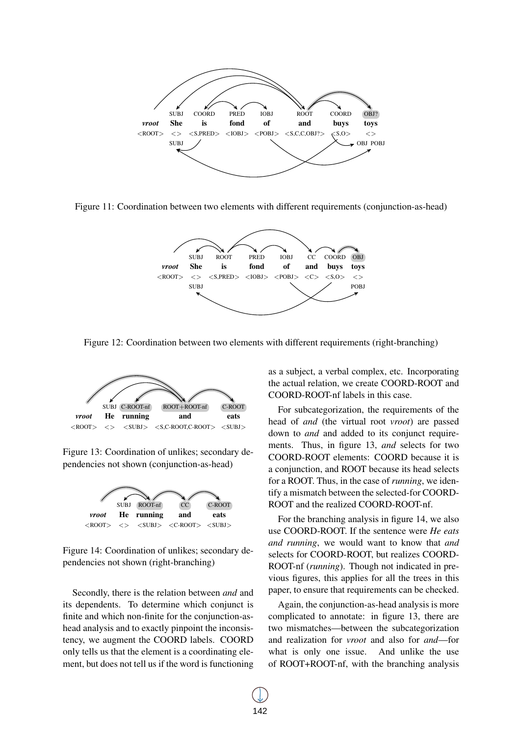Figure 11: Coordination between two elements with different requirements (conjunction-as-head)

Figure 12: Coordination between two elements with different requirements (right-branching)

Figure 13: Coordination of unlikes; secondary dependencies not shown (conjunction-as-head)

Figure 14: Coordination of unlikes; secondary dependencies not shown (right-branching)

Secondly, there is the relation between *and* and its dependents. To determine which conjunct is finite and which non-finite for the conjunction-as-head analysis and to exactly pinpoint the inconsistency, we augment the COORD labels. COORD only tells us that the element is a coordinating element, but does not tell us if the word is functioning as a subject, a verbal complex, etc. Incorporating the actual relation, we create COORD-ROOT and COORD-ROOT-nf labels in this case.

For subcategorization, the requirements of the head of *and* (the virtual root *vroot*) are passed down to *and* and added to its conjunct requirements. Thus, in figure 13, *and* selects for two COORD-ROOT elements: COORD because it is a conjunction, and ROOT because its head selects for a ROOT. Thus, in the case of *running*, we identify a mismatch between the selected-for COORD-ROOT and the realized COORD-ROOT-nf.

For the branching analysis in figure 14, we also use COORD-ROOT. If the sentence were *He eats and running*, we would want to know that *and* selects for COORD-ROOT, but realizes COORD-ROOT-nf (*running*). Though not indicated in previous figures, this applies for all the trees in this paper, to ensure that requirements can be checked.

Again, the conjunction-as-head analysis is more complicated to annotate: in figure 13, there are two mismatches—between the subcategorization and realization for *vroot* and also for *and*—for what is only one issue. And unlike the use of ROOT+ROOT-nf, with the branching analysis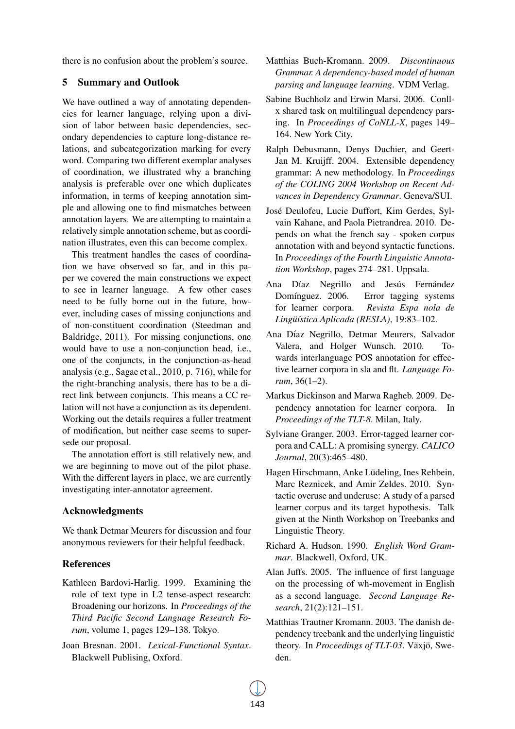there is no confusion about the problem's source.

## 5 Summary and Outlook

We have outlined a way of annotating dependencies for learner language, relying upon a division of labor between basic dependencies, secondary dependencies to capture long-distance relations, and subcategorization marking for every word. Comparing two different exemplar analyses of coordination, we illustrated why a branching analysis is preferable over one which duplicates information, in terms of keeping annotation simple and allowing one to find mismatches between annotation layers. We are attempting to maintain a relatively simple annotation scheme, but as coordination illustrates, even this can become complex.

This treatment handles the cases of coordination we have observed so far, and in this paper we covered the main constructions we expect to see in learner language. A few other cases need to be fully borne out in the future, however, including cases of missing conjunctions and of non-constituent coordination (Steedman and Baldridge, 2011). For missing conjunctions, one would have to use a non-conjunction head, i.e., one of the conjuncts, in the conjunction-as-head analysis (e.g., Sagae et al., 2010, p. 716), while for the right-branching analysis, there has to be a direct link between conjuncts. This means a CC relation will not have a conjunction as its dependent. Working out the details requires a fuller treatment of modification, but neither case seems to supersede our proposal.

The annotation effort is still relatively new, and we are beginning to move out of the pilot phase. With the different layers in place, we are currently investigating inter-annotator agreement.

## Acknowledgments

We thank Detmar Meurers for discussion and four anonymous reviewers for their helpful feedback.

## References

Kathleen Bardovi-Harlig. 1999. Examining the role of text type in L2 tense-aspect research: Broadening our horizons. In *Proceedings of the Third Pacific Second Language Research Forum*, volume 1, pages 129–138. Tokyo.

Joan Bresnan. 2001. *Lexical-Functional Syntax*. Blackwell Publising, Oxford.

Matthias Buch-Kromann. 2009. *Discontinuous Grammar. A dependency-based model of human parsing and language learning*. VDM Verlag.

Sabine Buchholz and Erwin Marsi. 2006. Conll-x shared task on multilingual dependency parsing. In *Proceedings of CoNLL-X*, pages 149–164. New York City.

Ralph Debusmann, Denys Duchier, and Geert-Jan M. Kruijff. 2004. Extensible dependency grammar: A new methodology. In *Proceedings of the COLING 2004 Workshop on Recent Advances in Dependency Grammar*. Geneva/SUI.

José Deulofeu, Lucie Duffort, Kim Gerdes, Sylvain Kahane, and Paola Pietrandrea. 2010. Depends on what the french say - spoken corpus annotation with and beyond syntactic functions. In *Proceedings of the Fourth Linguistic Annotation Workshop*, pages 274–281. Uppsala.

Ana Díaz Negrillo and Jesús Fernández Domínguez. 2006. Error tagging systems for learner corpora. *Revista Espa nola de Lingüística Aplicada (RESLA)*, 19:83–102.

Ana Díaz Negrillo, Detmar Meurers, Salvador Valera, and Holger Wunsch. 2010. Towards interlanguage POS annotation for effective learner corpora in sla and flt. *Language Forum*, 36(1–2).

Markus Dickinson and Marwa Ragheb. 2009. Dependency annotation for learner corpora. In *Proceedings of the TLT-8*. Milan, Italy.

Sylviane Granger. 2003. Error-tagged learner corpora and CALL: A promising synergy. *CALICO Journal*, 20(3):465–480.

Hagen Hirschmann, Anke Lüdeling, Ines Rehbein, Marc Reznicek, and Amir Zeldes. 2010. Syntactic overuse and underuse: A study of a parsed learner corpus and its target hypothesis. Talk given at the Ninth Workshop on Treebanks and Linguistic Theory.

Richard A. Hudson. 1990. *English Word Grammar*. Blackwell, Oxford, UK.

Alan Juffs. 2005. The influence of first language on the processing of wh-movement in English as a second language. *Second Language Research*, 21(2):121–151.

Matthias Trautner Kromann. 2003. The danish dependency treebank and the underlying linguistic theory. In *Proceedings of TLT-03*. Växjö, Sweden.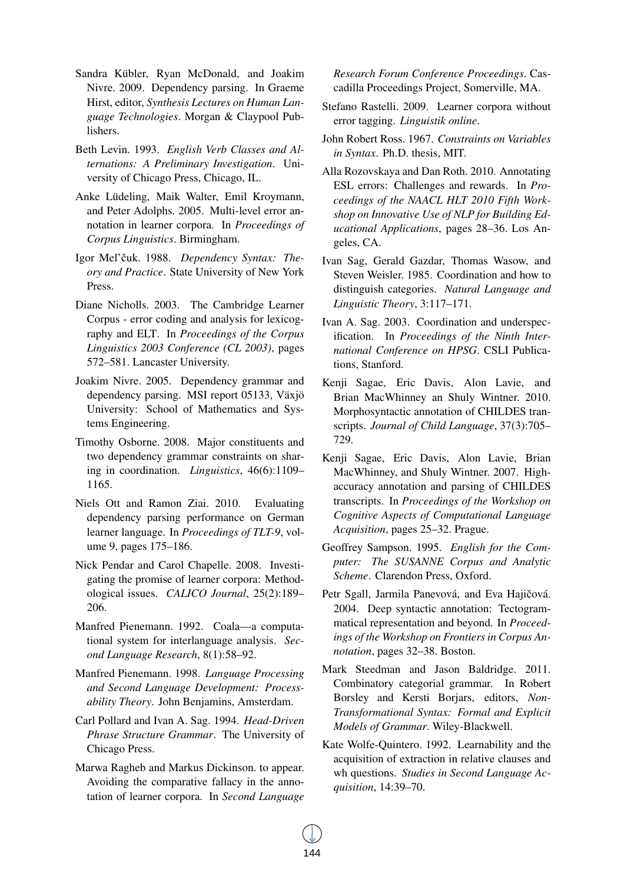Sandra Kübler, Ryan McDonald, and Joakim Nivre. 2009. Dependency parsing. In Graeme Hirst, editor, *Synthesis Lectures on Human Language Technologies*. Morgan & Claypool Publishers.

Beth Levin. 1993. *English Verb Classes and Alternations: A Preliminary Investigation*. University of Chicago Press, Chicago, IL.

Anke Lüdeling, Maik Walter, Emil Kroymann, and Peter Adolphs. 2005. Multi-level error annotation in learner corpora. In *Proceedings of Corpus Linguistics*. Birmingham.

Igor Mel'čuk. 1988. *Dependency Syntax: Theory and Practice*. State University of New York Press.

Diane Nicholls. 2003. The Cambridge Learner Corpus - error coding and analysis for lexicography and ELT. In *Proceedings of the Corpus Linguistics 2003 Conference (CL 2003)*, pages 572–581. Lancaster University.

Joakim Nivre. 2005. Dependency grammar and dependency parsing. MSI report 05133, Växjö University: School of Mathematics and Systems Engineering.

Timothy Osborne. 2008. Major constituents and two dependency grammar constraints on sharing in coordination. *Linguistics*, 46(6):1109–1165.

Niels Ott and Ramon Ziai. 2010. Evaluating dependency parsing performance on German learner language. In *Proceedings of TLT-9*, volume 9, pages 175–186.

Nick Pendar and Carol Chapelle. 2008. Investigating the promise of learner corpora: Methodological issues. *CALICO Journal*, 25(2):189–206.

Manfred Pienemann. 1992. Coala—a computational system for interlanguage analysis. *Second Language Research*, 8(1):58–92.

Manfred Pienemann. 1998. *Language Processing and Second Language Development: Processability Theory*. John Benjamins, Amsterdam.

Carl Pollard and Ivan A. Sag. 1994. *Head-Driven Phrase Structure Grammar*. The University of Chicago Press.

Marwa Ragheb and Markus Dickinson. to appear. Avoiding the comparative fallacy in the annotation of learner corpora. In *Second Language Research Forum Conference Proceedings*. Cascadilla Proceedings Project, Somerville, MA.

Stefano Rastelli. 2009. Learner corpora without error tagging. *Linguistik online*.

John Robert Ross. 1967. *Constraints on Variables in Syntax*. Ph.D. thesis, MIT.

Alla Rozovskaya and Dan Roth. 2010. Annotating ESL errors: Challenges and rewards. In *Proceedings of the NAACL HLT 2010 Fifth Workshop on Innovative Use of NLP for Building Educational Applications*, pages 28–36. Los Angeles, CA.

Ivan Sag, Gerald Gazdar, Thomas Wasow, and Steven Weisler. 1985. Coordination and how to distinguish categories. *Natural Language and Linguistic Theory*, 3:117–171.

Ivan A. Sag. 2003. Coordination and underspecification. In *Proceedings of the Ninth International Conference on HPSG*. CSLI Publications, Stanford.

Kenji Sagae, Eric Davis, Alon Lavie, and Brian MacWhinney an Shuly Wintner. 2010. Morphosyntactic annotation of CHILDES transcripts. *Journal of Child Language*, 37(3):705–729.

Kenji Sagae, Eric Davis, Alon Lavie, Brian MacWhinney, and Shuly Wintner. 2007. High-accuracy annotation and parsing of CHILDES transcripts. In *Proceedings of the Workshop on Cognitive Aspects of Computational Language Acquisition*, pages 25–32. Prague.

Geoffrey Sampson. 1995. *English for the Computer: The SUSANNE Corpus and Analytic Scheme*. Clarendon Press, Oxford.

Petr Sgall, Jarmila Panevová, and Eva Hajičová. 2004. Deep syntactic annotation: Tectogrammatical representation and beyond. In *Proceedings of the Workshop on Frontiers in Corpus Annotation*, pages 32–38. Boston.

Mark Steedman and Jason Baldridge. 2011. Combinatory categorial grammar. In Robert Borsley and Kersti Borjars, editors, *Non-Transformational Syntax: Formal and Explicit Models of Grammar*. Wiley-Blackwell.

Kate Wolfe-Quintero. 1992. Learnability and the acquisition of extraction in relative clauses and wh questions. *Studies in Second Language Acquisition*, 14:39–70.